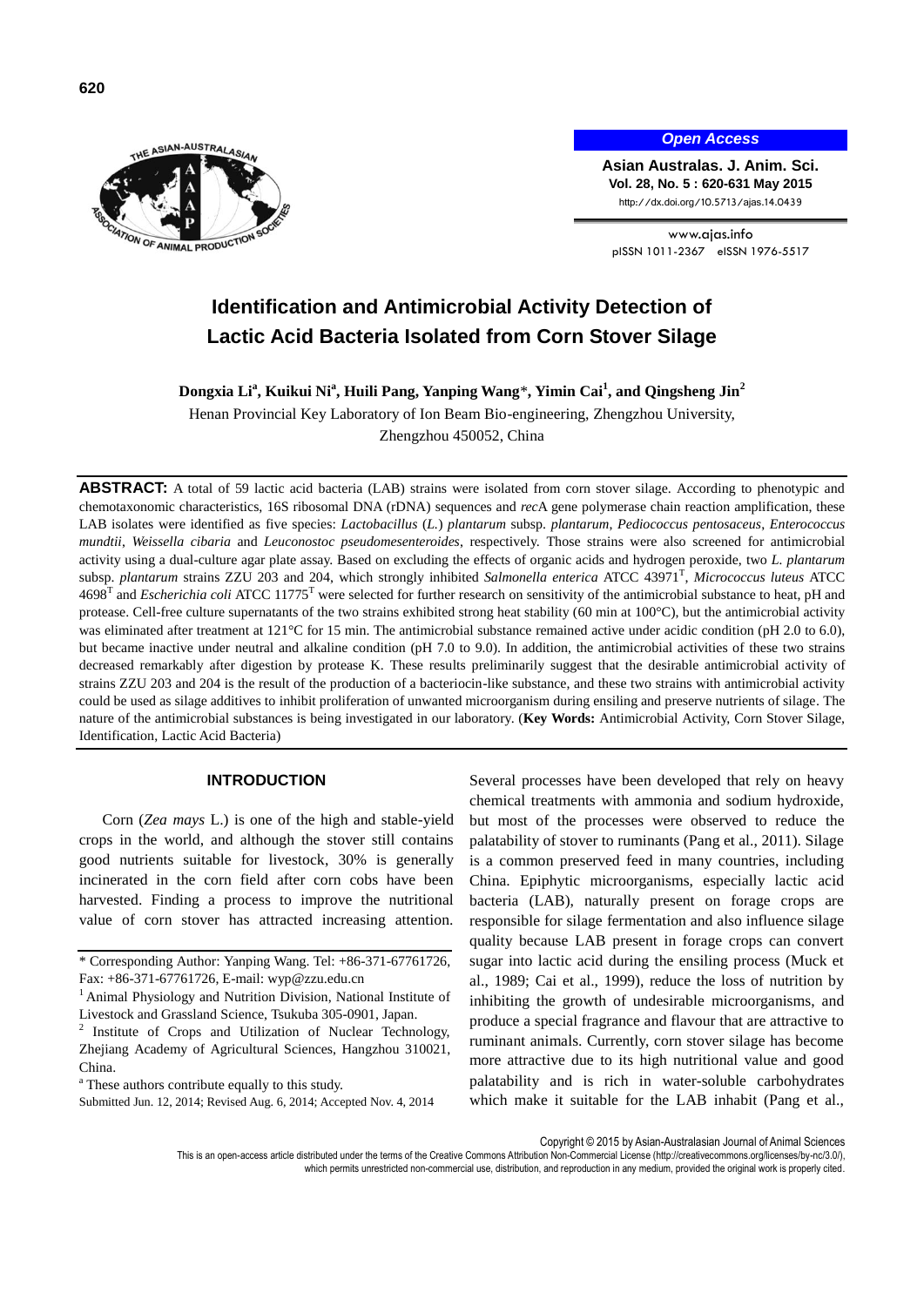# Identification and Antimicrobial Activity Detection of Lactic Acid Bacteria Isolated from Corn Stover Silage

**Dongxia Li[a], Kuikui Ni[a], Huili Pang, Yanping Wang\*, Yimin Cai[1], and Qingsheng Jin[2]**

Henan Provincial Key Laboratory of Ion Beam Bio-engineering, Zhengzhou University, Zhengzhou 450052, China

**ABSTRACT:** A total of 59 lactic acid bacteria (LAB) strains were isolated from corn stover silage. According to phenotypic and chemotaxonomic characteristics, 16S ribosomal DNA (rDNA) sequences and *rec*A gene polymerase chain reaction amplification, these LAB isolates were identified as five species: *Lactobacillus* (*L.*) *plantarum* subsp. *plantarum*, *Pediococcus pentosaceus*, *Enterococcus mundtii*, *Weissella cibaria* and *Leuconostoc pseudomesenteroides*, respectively. Those strains were also screened for antimicrobial activity using a dual-culture agar plate assay. Based on excluding the effects of organic acids and hydrogen peroxide, two *L. plantarum* subsp. *plantarum* strains ZZU 203 and 204, which strongly inhibited *Salmonella enterica* ATCC 43971[T], *Micrococcus luteus* ATCC 4698[T] and *Escherichia coli* ATCC 11775[T] were selected for further research on sensitivity of the antimicrobial substance to heat, pH and protease. Cell-free culture supernatants of the two strains exhibited strong heat stability (60 min at 100°C), but the antimicrobial activity was eliminated after treatment at 121°C for 15 min. The antimicrobial substance remained active under acidic condition (pH 2.0 to 6.0), but became inactive under neutral and alkaline condition (pH 7.0 to 9.0). In addition, the antimicrobial activities of these two strains decreased remarkably after digestion by protease K. These results preliminarily suggest that the desirable antimicrobial activity of strains ZZU 203 and 204 is the result of the production of a bacteriocin-like substance, and these two strains with antimicrobial activity could be used as silage additives to inhibit proliferation of unwanted microorganism during ensiling and preserve nutrients of silage. The nature of the antimicrobial substances is being investigated in our laboratory. (**Key Words:** Antimicrobial Activity, Corn Stover Silage, Identification, Lactic Acid Bacteria)

## INTRODUCTION

Corn (*Zea mays* L.) is one of the high and stable-yield crops in the world, and although the stover still contains good nutrients suitable for livestock, 30% is generally incinerated in the corn field after corn cobs have been harvested. Finding a process to improve the nutritional value of corn stover has attracted increasing attention. Several processes have been developed that rely on heavy chemical treatments with ammonia and sodium hydroxide, but most of the processes were observed to reduce the palatability of stover to ruminants (Pang et al., 2011). Silage is a common preserved feed in many countries, including China. Epiphytic microorganisms, especially lactic acid bacteria (LAB), naturally present on forage crops are responsible for silage fermentation and also influence silage quality because LAB present in forage crops can convert sugar into lactic acid during the ensiling process (Muck et al., 1989; Cai et al., 1999), reduce the loss of nutrition by inhibiting the growth of undesirable microorganisms, and produce a special fragrance and flavour that are attractive to ruminant animals. Currently, corn stover silage has become more attractive due to its high nutritional value and good palatability and is rich in water-soluble carbohydrates which make it suitable for the LAB inhabit (Pang et al.,

\* Corresponding Author: Yanping Wang. Tel: +86-371-67761726, Fax: +86-371-67761726, E-mail: wyp@zzu.edu.cn

[1] Animal Physiology and Nutrition Division, National Institute of Livestock and Grassland Science, Tsukuba 305-0901, Japan.

[2] Institute of Crops and Utilization of Nuclear Technology, Zhejiang Academy of Agricultural Sciences, Hangzhou 310021, China.

[a] These authors contribute equally to this study.

Submitted Jun. 12, 2014; Revised Aug. 6, 2014; Accepted Nov. 4, 2014

Copyright © 2015 by Asian-Australasian Journal of Animal Sciences

This is an open-access article distributed under the terms of the Creative Commons Attribution Non-Commercial License (http://creativecommons.org/licenses/by-nc/3.0/), which permits unrestricted non-commercial use, distribution, and reproduction in any medium, provided the original work is properly cited.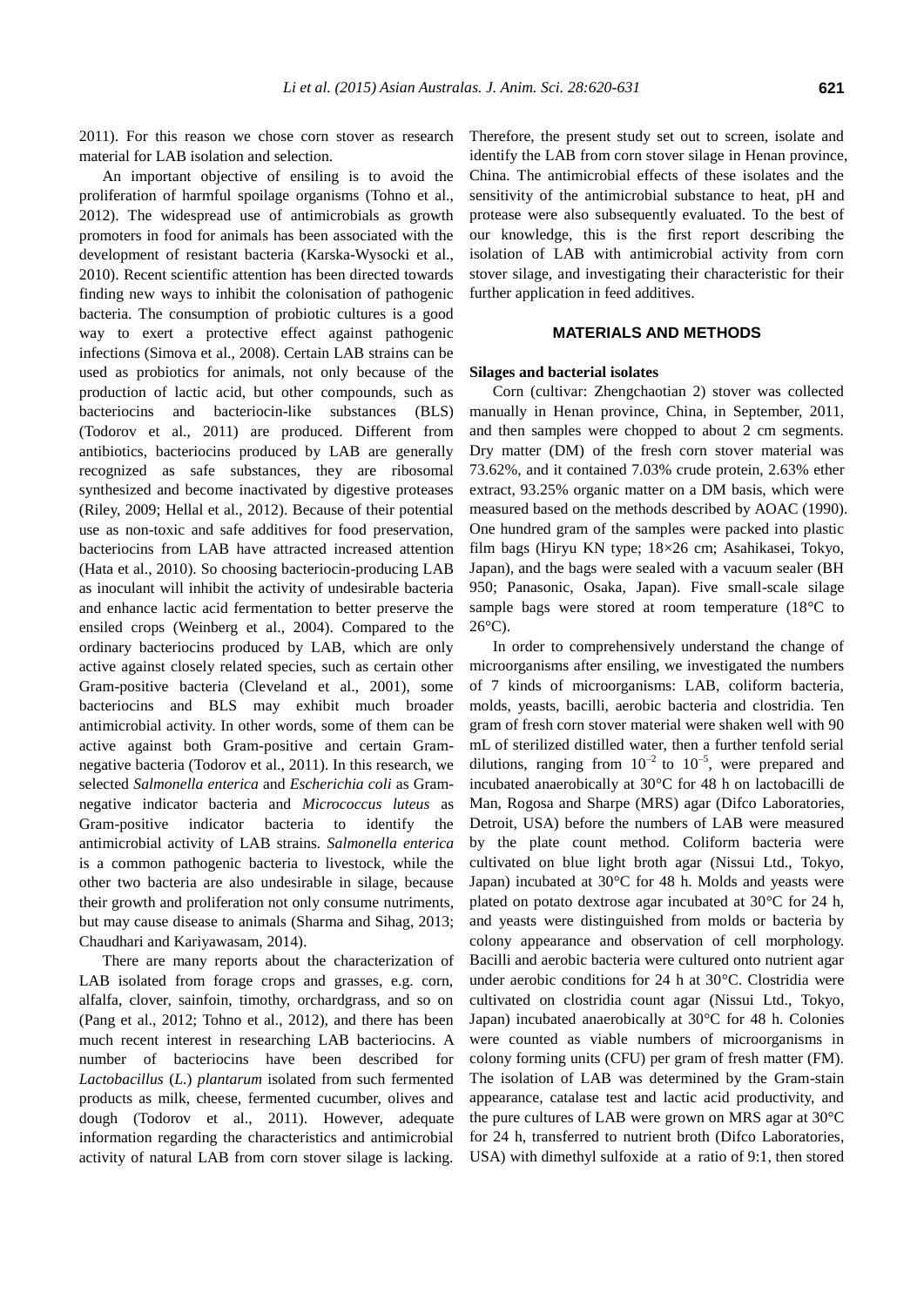2011). For this reason we chose corn stover as research material for LAB isolation and selection.

An important objective of ensiling is to avoid the proliferation of harmful spoilage organisms (Tohno et al., 2012). The widespread use of antimicrobials as growth promoters in food for animals has been associated with the development of resistant bacteria (Karska-Wysocki et al., 2010). Recent scientific attention has been directed towards finding new ways to inhibit the colonisation of pathogenic bacteria. The consumption of probiotic cultures is a good way to exert a protective effect against pathogenic infections (Simova et al., 2008). Certain LAB strains can be used as probiotics for animals, not only because of the production of lactic acid, but other compounds, such as bacteriocins and bacteriocin-like substances (BLS) (Todorov et al., 2011) are produced. Different from antibiotics, bacteriocins produced by LAB are generally recognized as safe substances, they are ribosomal synthesized and become inactivated by digestive proteases (Riley, 2009; Hellal et al., 2012). Because of their potential use as non-toxic and safe additives for food preservation, bacteriocins from LAB have attracted increased attention (Hata et al., 2010). So choosing bacteriocin-producing LAB as inoculant will inhibit the activity of undesirable bacteria and enhance lactic acid fermentation to better preserve the ensiled crops (Weinberg et al., 2004). Compared to the ordinary bacteriocins produced by LAB, which are only active against closely related species, such as certain other Gram-positive bacteria (Cleveland et al., 2001), some bacteriocins and BLS may exhibit much broader antimicrobial activity. In other words, some of them can be active against both Gram-positive and certain Gram-negative bacteria (Todorov et al., 2011). In this research, we selected *Salmonella enterica* and *Escherichia coli* as Gram-negative indicator bacteria and *Micrococcus luteus* as Gram-positive indicator bacteria to identify the antimicrobial activity of LAB strains. *Salmonella enterica* is a common pathogenic bacteria to livestock, while the other two bacteria are also undesirable in silage, because their growth and proliferation not only consume nutriments, but may cause disease to animals (Sharma and Sihag, 2013; Chaudhari and Kariyawasam, 2014).

There are many reports about the characterization of LAB isolated from forage crops and grasses, e.g. corn, alfalfa, clover, sainfoin, timothy, orchardgrass, and so on (Pang et al., 2012; Tohno et al., 2012), and there has been much recent interest in researching LAB bacteriocins. A number of bacteriocins have been described for *Lactobacillus* (*L.*) *plantarum* isolated from such fermented products as milk, cheese, fermented cucumber, olives and dough (Todorov et al., 2011). However, adequate information regarding the characteristics and antimicrobial activity of natural LAB from corn stover silage is lacking. Therefore, the present study set out to screen, isolate and identify the LAB from corn stover silage in Henan province, China. The antimicrobial effects of these isolates and the sensitivity of the antimicrobial substance to heat, pH and protease were also subsequently evaluated. To the best of our knowledge, this is the first report describing the isolation of LAB with antimicrobial activity from corn stover silage, and investigating their characteristic for their further application in feed additives.

## MATERIALS AND METHODS

### Silages and bacterial isolates

Corn (cultivar: Zhengchaotian 2) stover was collected manually in Henan province, China, in September, 2011, and then samples were chopped to about 2 cm segments. Dry matter (DM) of the fresh corn stover material was 73.62%, and it contained 7.03% crude protein, 2.63% ether extract, 93.25% organic matter on a DM basis, which were measured based on the methods described by AOAC (1990). One hundred gram of the samples were packed into plastic film bags (Hiryu KN type; 18×26 cm; Asahikasei, Tokyo, Japan), and the bags were sealed with a vacuum sealer (BH 950; Panasonic, Osaka, Japan). Five small-scale silage sample bags were stored at room temperature (18°C to 26°C).

In order to comprehensively understand the change of microorganisms after ensiling, we investigated the numbers of 7 kinds of microorganisms: LAB, coliform bacteria, molds, yeasts, bacilli, aerobic bacteria and clostridia. Ten gram of fresh corn stover material were shaken well with 90 mL of sterilized distilled water, then a further tenfold serial dilutions, ranging from $10^{-2}$ to $10^{-5}$, were prepared and incubated anaerobically at 30°C for 48 h on lactobacilli de Man, Rogosa and Sharpe (MRS) agar (Difco Laboratories, Detroit, USA) before the numbers of LAB were measured by the plate count method. Coliform bacteria were cultivated on blue light broth agar (Nissui Ltd., Tokyo, Japan) incubated at 30°C for 48 h. Molds and yeasts were plated on potato dextrose agar incubated at 30°C for 24 h, and yeasts were distinguished from molds or bacteria by colony appearance and observation of cell morphology. Bacilli and aerobic bacteria were cultured onto nutrient agar under aerobic conditions for 24 h at 30°C. Clostridia were cultivated on clostridia count agar (Nissui Ltd., Tokyo, Japan) incubated anaerobically at 30°C for 48 h. Colonies were counted as viable numbers of microorganisms in colony forming units (CFU) per gram of fresh matter (FM). The isolation of LAB was determined by the Gram-stain appearance, catalase test and lactic acid productivity, and the pure cultures of LAB were grown on MRS agar at 30°C for 24 h, transferred to nutrient broth (Difco Laboratories, USA) with dimethyl sulfoxide at a ratio of 9:1, then stored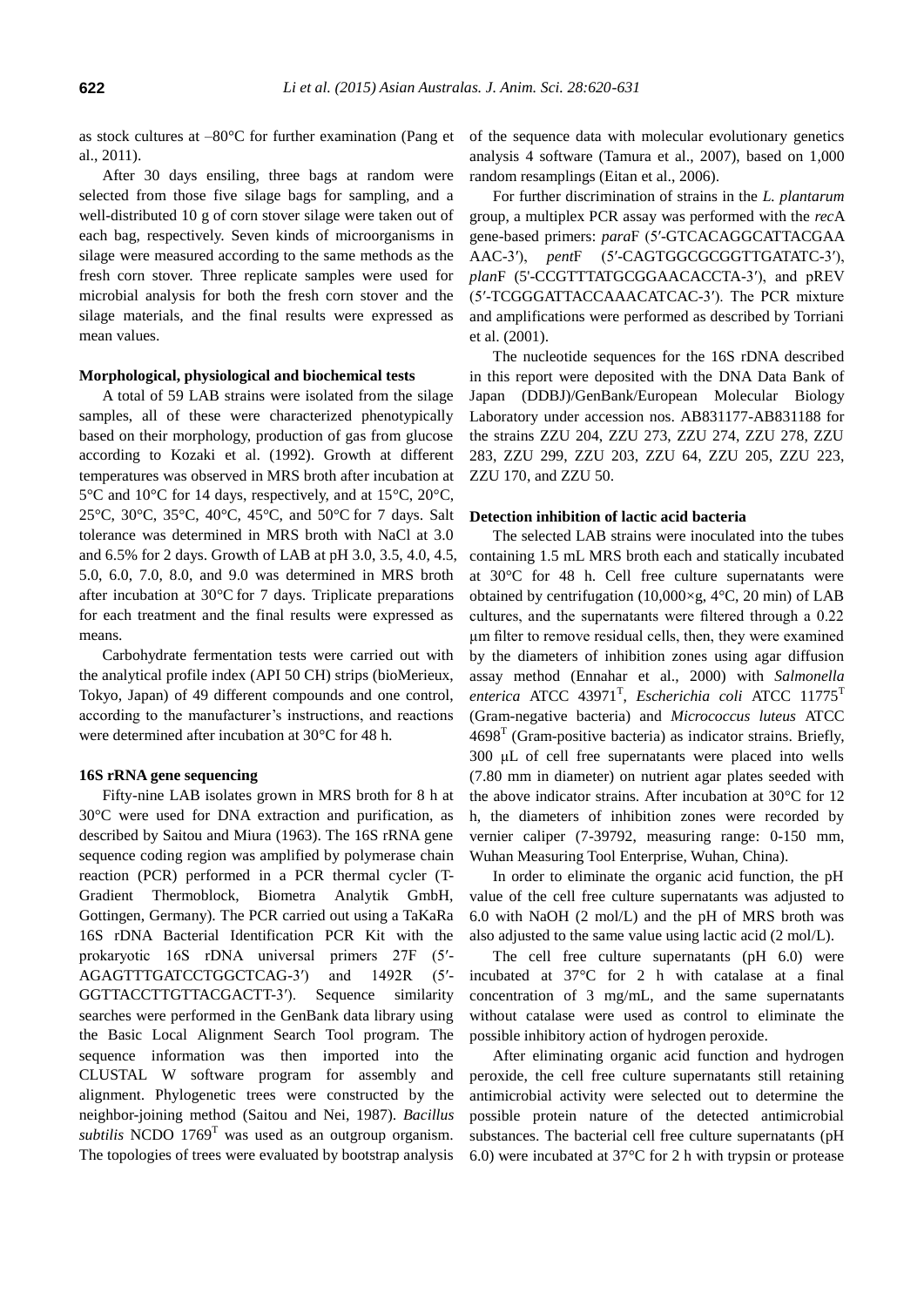as stock cultures at –80°C for further examination (Pang et al., 2011).

After 30 days ensiling, three bags at random were selected from those five silage bags for sampling, and a well-distributed 10 g of corn stover silage were taken out of each bag, respectively. Seven kinds of microorganisms in silage were measured according to the same methods as the fresh corn stover. Three replicate samples were used for microbial analysis for both the fresh corn stover and the silage materials, and the final results were expressed as mean values.

### Morphological, physiological and biochemical tests

A total of 59 LAB strains were isolated from the silage samples, all of these were characterized phenotypically based on their morphology, production of gas from glucose according to Kozaki et al. (1992). Growth at different temperatures was observed in MRS broth after incubation at 5°C and 10°C for 14 days, respectively, and at 15°C, 20°C, 25°C, 30°C, 35°C, 40°C, 45°C, and 50°C for 7 days. Salt tolerance was determined in MRS broth with NaCl at 3.0 and 6.5% for 2 days. Growth of LAB at pH 3.0, 3.5, 4.0, 4.5, 5.0, 6.0, 7.0, 8.0, and 9.0 was determined in MRS broth after incubation at 30°C for 7 days. Triplicate preparations for each treatment and the final results were expressed as means.

Carbohydrate fermentation tests were carried out with the analytical profile index (API 50 CH) strips (bioMerieux, Tokyo, Japan) of 49 different compounds and one control, according to the manufacturer's instructions, and reactions were determined after incubation at 30°C for 48 h.

### 16S rRNA gene sequencing

Fifty-nine LAB isolates grown in MRS broth for 8 h at 30°C were used for DNA extraction and purification, as described by Saitou and Miura (1963). The 16S rRNA gene sequence coding region was amplified by polymerase chain reaction (PCR) performed in a PCR thermal cycler (T-Gradient Thermoblock, Biometra Analytik GmbH, Gottingen, Germany). The PCR carried out using a TaKaRa 16S rDNA Bacterial Identification PCR Kit with the prokaryotic 16S rDNA universal primers 27F (5′-AGAGTTTGATCCTGGCTCAG-3′) and 1492R (5′-GGTTACCTTGTTACGACTT-3′). Sequence similarity searches were performed in the GenBank data library using the Basic Local Alignment Search Tool program. The sequence information was then imported into the CLUSTAL W software program for assembly and alignment. Phylogenetic trees were constructed by the neighbor-joining method (Saitou and Nei, 1987). *Bacillus subtilis* NCDO 1769$^{T}$ was used as an outgroup organism. The topologies of trees were evaluated by bootstrap analysis of the sequence data with molecular evolutionary genetics analysis 4 software (Tamura et al., 2007), based on 1,000 random resamplings (Eitan et al., 2006).

For further discrimination of strains in the *L. plantarum* group, a multiplex PCR assay was performed with the *rec*A gene-based primers: *para*F (5′-GTCACAGGCATTACGAA AAC-3′), *pent*F (5′-CAGTGGCGCGGTTGATATC-3′), *plan*F (5'-CCGTTTATGCGGAACACCTA-3′), and pREV (5′-TCGGGATTACCAAACATCAC-3′). The PCR mixture and amplifications were performed as described by Torriani et al. (2001).

The nucleotide sequences for the 16S rDNA described in this report were deposited with the DNA Data Bank of Japan (DDBJ)/GenBank/European Molecular Biology Laboratory under accession nos. AB831177-AB831188 for the strains ZZU 204, ZZU 273, ZZU 274, ZZU 278, ZZU 283, ZZU 299, ZZU 203, ZZU 64, ZZU 205, ZZU 223, ZZU 170, and ZZU 50.

### Detection inhibition of lactic acid bacteria

The selected LAB strains were inoculated into the tubes containing 1.5 mL MRS broth each and statically incubated at 30°C for 48 h. Cell free culture supernatants were obtained by centrifugation (10,000×g, 4°C, 20 min) of LAB cultures, and the supernatants were filtered through a 0.22 μm filter to remove residual cells, then, they were examined by the diameters of inhibition zones using agar diffusion assay method (Ennahar et al., 2000) with *Salmonella enterica* ATCC 43971$^{T}$, *Escherichia coli* ATCC 11775$^{T}$ (Gram-negative bacteria) and *Micrococcus luteus* ATCC 4698$^{T}$ (Gram-positive bacteria) as indicator strains. Briefly, 300 μL of cell free supernatants were placed into wells (7.80 mm in diameter) on nutrient agar plates seeded with the above indicator strains. After incubation at 30°C for 12 h, the diameters of inhibition zones were recorded by vernier caliper (7-39792, measuring range: 0-150 mm, Wuhan Measuring Tool Enterprise, Wuhan, China).

In order to eliminate the organic acid function, the pH value of the cell free culture supernatants was adjusted to 6.0 with NaOH (2 mol/L) and the pH of MRS broth was also adjusted to the same value using lactic acid (2 mol/L).

The cell free culture supernatants (pH 6.0) were incubated at 37°C for 2 h with catalase at a final concentration of 3 mg/mL, and the same supernatants without catalase were used as control to eliminate the possible inhibitory action of hydrogen peroxide.

After eliminating organic acid function and hydrogen peroxide, the cell free culture supernatants still retaining antimicrobial activity were selected out to determine the possible protein nature of the detected antimicrobial substances. The bacterial cell free culture supernatants (pH 6.0) were incubated at 37°C for 2 h with trypsin or protease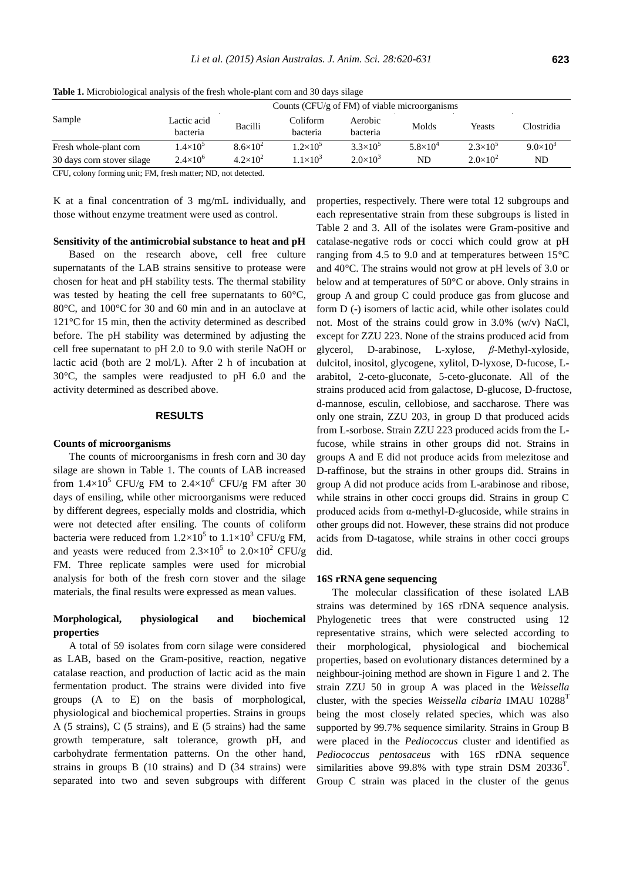**Table 1.** Microbiological analysis of the fresh whole-plant corn and 30 days silage

| Sample | Counts (CFU/g of FM) of viable microorganisms | | | | | | |
|---|---|---|---|---|---|---|---|
| | Lactic acid bacteria | Bacilli | Coliform bacteria | Aerobic bacteria | Molds | Yeasts | Clostridia |
| Fresh whole-plant corn | $1.4\times10^5$ | $8.6\times10^2$ | $1.2\times10^5$ | $3.3\times10^5$ | $5.8\times10^4$ | $2.3\times10^5$ | $9.0\times10^3$ |
| 30 days corn stover silage | $2.4\times10^6$ | $4.2\times10^2$ | $1.1\times10^3$ | $2.0\times10^3$ | ND | $2.0\times10^2$ | ND |

CFU, colony forming unit; FM, fresh matter; ND, not detected.

K at a final concentration of 3 mg/mL individually, and those without enzyme treatment were used as control.

**Sensitivity of the antimicrobial substance to heat and pH**

Based on the research above, cell free culture supernatants of the LAB strains sensitive to protease were chosen for heat and pH stability tests. The thermal stability was tested by heating the cell free supernatants to 60°C, 80°C, and 100°C for 30 and 60 min and in an autoclave at 121°C for 15 min, then the activity determined as described before. The pH stability was determined by adjusting the cell free supernatant to pH 2.0 to 9.0 with sterile NaOH or lactic acid (both are 2 mol/L). After 2 h of incubation at 30°C, the samples were readjusted to pH 6.0 and the activity determined as described above.

## RESULTS

**Counts of microorganisms**

The counts of microorganisms in fresh corn and 30 day silage are shown in Table 1. The counts of LAB increased from $1.4\times10^5$ CFU/g FM to $2.4\times10^6$ CFU/g FM after 30 days of ensiling, while other microorganisms were reduced by different degrees, especially molds and clostridia, which were not detected after ensiling. The counts of coliform bacteria were reduced from $1.2\times10^5$ to $1.1\times10^3$ CFU/g FM, and yeasts were reduced from $2.3\times10^5$ to $2.0\times10^2$ CFU/g FM. Three replicate samples were used for microbial analysis for both of the fresh corn stover and the silage materials, the final results were expressed as mean values.

**Morphological, physiological and biochemical properties**

A total of 59 isolates from corn silage were considered as LAB, based on the Gram-positive, reaction, negative catalase reaction, and production of lactic acid as the main fermentation product. The strains were divided into five groups (A to E) on the basis of morphological, physiological and biochemical properties. Strains in groups A (5 strains), C (5 strains), and E (5 strains) had the same growth temperature, salt tolerance, growth pH, and carbohydrate fermentation patterns. On the other hand, strains in groups B (10 strains) and D (34 strains) were separated into two and seven subgroups with different properties, respectively. There were total 12 subgroups and each representative strain from these subgroups is listed in Table 2 and 3. All of the isolates were Gram-positive and catalase-negative rods or cocci which could grow at pH ranging from 4.5 to 9.0 and at temperatures between 15°C and 40°C. The strains would not grow at pH levels of 3.0 or below and at temperatures of 50°C or above. Only strains in group A and group C could produce gas from glucose and form D (-) isomers of lactic acid, while other isolates could not. Most of the strains could grow in 3.0% (w/v) NaCl, except for ZZU 223. None of the strains produced acid from glycerol, D-arabinose, L-xylose, *β*-Methyl-xyloside, dulcitol, inositol, glycogene, xylitol, D-lyxose, D-fucose, L-arabitol, 2-ceto-gluconate, 5-ceto-gluconate. All of the strains produced acid from galactose, D-glucose, D-fructose, d-mannose, esculin, cellobiose, and saccharose. There was only one strain, ZZU 203, in group D that produced acids from L-sorbose. Strain ZZU 223 produced acids from the L-fucose, while strains in other groups did not. Strains in groups A and E did not produce acids from melezitose and D-raffinose, but the strains in other groups did. Strains in group A did not produce acids from L-arabinose and ribose, while strains in other cocci groups did. Strains in group C produced acids from α-methyl-D-glucoside, while strains in other groups did not. However, these strains did not produce acids from D-tagatose, while strains in other cocci groups did.

**16S rRNA gene sequencing**

The molecular classification of these isolated LAB strains was determined by 16S rDNA sequence analysis. Phylogenetic trees that were constructed using 12 representative strains, which were selected according to their morphological, physiological and biochemical properties, based on evolutionary distances determined by a neighbour-joining method are shown in Figure 1 and 2. The strain ZZU 50 in group A was placed in the *Weissella* cluster, with the species *Weissella cibaria* IMAU 10288$^T$ being the most closely related species, which was also supported by 99.7% sequence similarity. Strains in Group B were placed in the *Pediococcus* cluster and identified as *Pediococcus pentosaceus* with 16S rDNA sequence similarities above 99.8% with type strain DSM 20336$^T$. Group C strain was placed in the cluster of the genus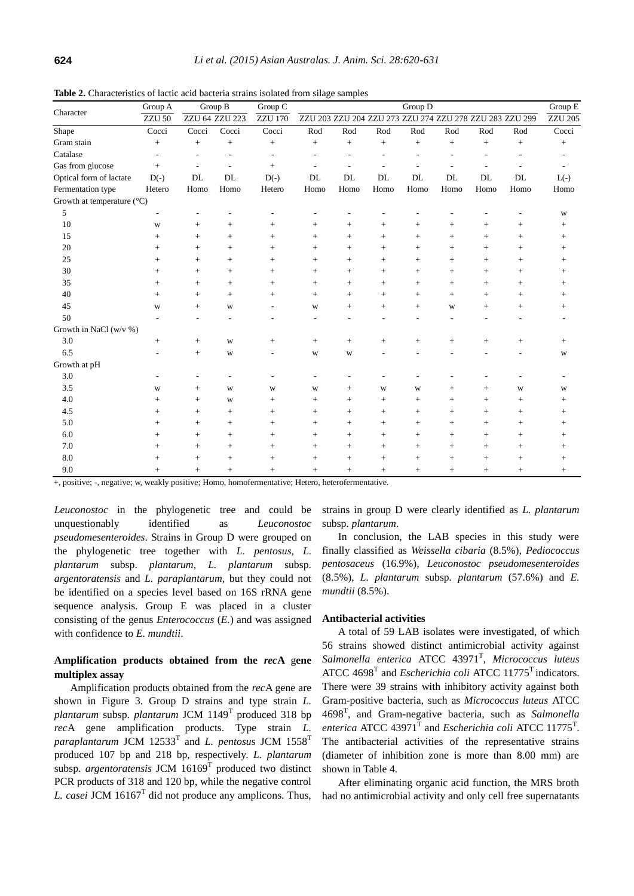**Table 2.** Characteristics of lactic acid bacteria strains isolated from silage samples

| Character | Group A | Group B | | Group C | Group D | | | | | | | Group E |
|---|---|---|---|---|---|---|---|---|---|---|---|---|
| | ZZU 50 | ZZU 64 | ZZU 223 | ZZU 170 | ZZU 203 | ZZU 204 | ZZU 273 | ZZU 274 | ZZU 278 | ZZU 283 | ZZU 299 | ZZU 205 |
| Shape | Cocci | Cocci | Cocci | Cocci | Rod | Rod | Rod | Rod | Rod | Rod | Rod | Cocci |
| Gram stain | + | + | + | + | + | + | + | + | + | + | + | + |
| Catalase | - | - | - | - | - | - | - | - | - | - | - | - |
| Gas from glucose | + | - | - | + | - | - | - | - | - | - | - | - |
| Optical form of lactate | D(-) | DL | DL | D(-) | DL | DL | DL | DL | DL | DL | DL | L(-) |
| Fermentation type | Hetero | Homo | Homo | Hetero | Homo | Homo | Homo | Homo | Homo | Homo | Homo | Homo |
| Growth at temperature (°C) | | | | | | | | | | | | |
| 5 | - | - | - | - | - | - | - | - | - | - | - | w |
| 10 | w | + | + | + | + | + | + | + | + | + | + | + |
| 15 | + | + | + | + | + | + | + | + | + | + | + | + |
| 20 | + | + | + | + | + | + | + | + | + | + | + | + |
| 25 | + | + | + | + | + | + | + | + | + | + | + | + |
| 30 | + | + | + | + | + | + | + | + | + | + | + | + |
| 35 | + | + | + | + | + | + | + | + | + | + | + | + |
| 40 | + | + | + | + | + | + | + | + | + | + | + | + |
| 45 | w | + | w | - | w | + | + | + | w | + | + | + |
| 50 | - | - | - | - | - | - | - | - | - | - | - | - |
| Growth in NaCl (w/v %) | | | | | | | | | | | | |
| 3.0 | + | + | w | + | + | + | + | + | + | + | + | + |
| 6.5 | - | + | w | - | w | w | - | - | - | - | - | w |
| Growth at pH | | | | | | | | | | | | |
| 3.0 | - | - | - | - | - | - | - | - | - | - | - | - |
| 3.5 | w | + | w | w | w | + | w | w | + | + | w | w |
| 4.0 | + | + | w | + | + | + | + | + | + | + | + | + |
| 4.5 | + | + | + | + | + | + | + | + | + | + | + | + |
| 5.0 | + | + | + | + | + | + | + | + | + | + | + | + |
| 6.0 | + | + | + | + | + | + | + | + | + | + | + | + |
| 7.0 | + | + | + | + | + | + | + | + | + | + | + | + |
| 8.0 | + | + | + | + | + | + | + | + | + | + | + | + |
| 9.0 | + | + | + | + | + | + | + | + | + | + | + | + |

+, positive; -, negative; w, weakly positive; Homo, homofermentative; Hetero, heterofermentative.

*Leuconostoc* in the phylogenetic tree and could be unquestionably identified as *Leuconostoc pseudomesenteroides*. Strains in Group D were grouped on the phylogenetic tree together with *L. pentosus*, *L. plantarum* subsp. *plantarum*, *L. plantarum* subsp. *argentoratensis* and *L. paraplantarum*, but they could not be identified on a species level based on 16S rRNA gene sequence analysis. Group E was placed in a cluster consisting of the genus *Enterococcus* (*E.*) and was assigned with confidence to *E. mundtii*.

### Amplification products obtained from the *rec*A gene multiplex assay

Amplification products obtained from the *rec*A gene are shown in Figure 3. Group D strains and type strain *L. plantarum* subsp. *plantarum* JCM 1149$^T$ produced 318 bp *rec*A gene amplification products. Type strain *L. paraplantarum* JCM 12533$^T$ and *L. pentosus* JCM 1558$^T$ produced 107 bp and 218 bp, respectively. *L. plantarum* subsp. *argentoratensis* JCM 16169$^T$ produced two distinct PCR products of 318 and 120 bp, while the negative control *L. casei* JCM 16167$^T$ did not produce any amplicons. Thus, strains in group D were clearly identified as *L. plantarum* subsp. *plantarum*.

In conclusion, the LAB species in this study were finally classified as *Weissella cibaria* (8.5%), *Pediococcus pentosaceus* (16.9%), *Leuconostoc pseudomesenteroides* (8.5%), *L. plantarum* subsp. *plantarum* (57.6%) and *E. mundtii* (8.5%).

### Antibacterial activities

A total of 59 LAB isolates were investigated, of which 56 strains showed distinct antimicrobial activity against *Salmonella enterica* ATCC 43971$^T$, *Micrococcus luteus* ATCC 4698$^T$ and *Escherichia coli* ATCC 11775$^T$ indicators. There were 39 strains with inhibitory activity against both Gram-positive bacteria, such as *Micrococcus luteus* ATCC 4698$^T$, and Gram-negative bacteria, such as *Salmonella enterica* ATCC 43971$^T$ and *Escherichia coli* ATCC 11775$^T$. The antibacterial activities of the representative strains (diameter of inhibition zone is more than 8.00 mm) are shown in Table 4.

After eliminating organic acid function, the MRS broth had no antimicrobial activity and only cell free supernatants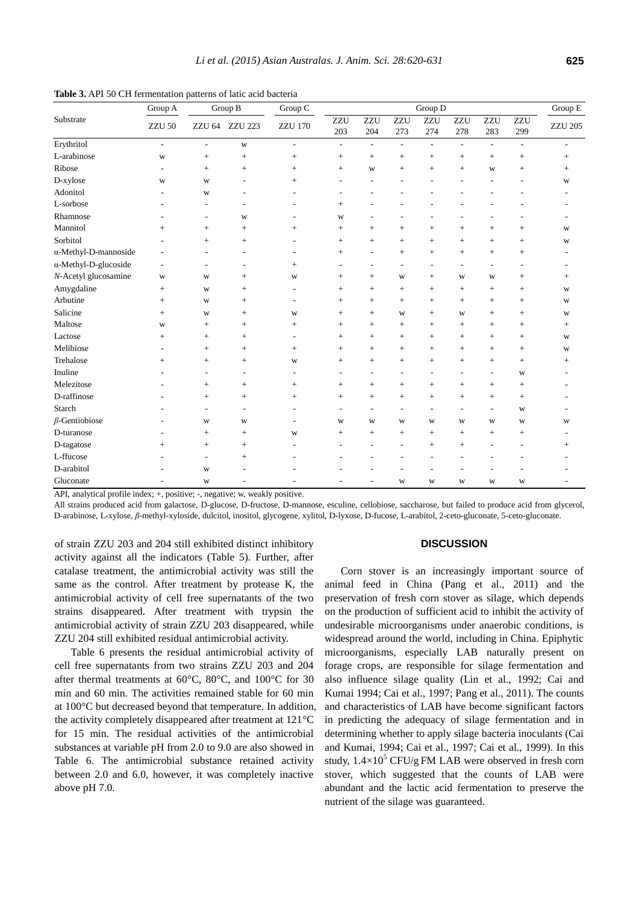**Table 3.** API 50 CH fermentation patterns of latic acid bacteria

| Substrate | Group A | Group B | | Group C | Group D | | | | | | | Group E |
|---|---|---|---|---|---|---|---|---|---|---|---|---|
| | ZZU 50 | ZZU 64 | ZZU 223 | ZZU 170 | ZZU 203 | ZZU 204 | ZZU 273 | ZZU 274 | ZZU 278 | ZZU 283 | ZZU 299 | ZZU 205 |
| Erythritol | - | - | w | - | - | - | - | - | - | - | - | - |
| L-arabinose | w | + | + | + | + | + | + | + | + | + | + | + |
| Ribose | - | + | + | + | + | w | + | + | + | w | + | + |
| D-xylose | w | w | - | + | - | - | - | - | - | - | - | w |
| Adonitol | - | w | - | - | - | - | - | - | - | - | - | - |
| L-sorbose | - | - | - | - | + | - | - | - | - | - | - | - |
| Rhamnose | - | - | w | - | w | - | - | - | - | - | - | - |
| Mannitol | + | + | + | + | + | + | + | + | + | + | + | w |
| Sorbitol | - | + | + | - | + | + | + | + | + | + | + | w |
| α-Methyl-D-mannoside | - | - | - | - | + | - | + | + | + | + | + | - |
| α-Methyl-D-glucoside | - | - | - | + | - | - | - | - | - | - | - | - |
| *N*-Acetyl glucosamine | w | w | + | w | + | + | w | + | w | w | + | + |
| Amygdaline | + | w | + | - | + | + | + | + | + | + | + | w |
| Arbutine | + | w | + | - | + | + | + | + | + | + | + | w |
| Salicine | + | w | + | w | + | + | w | + | w | + | + | w |
| Maltose | w | + | + | + | + | + | + | + | + | + | + | + |
| Lactose | + | + | + | - | + | + | + | + | + | + | + | w |
| Melibiose | - | + | + | + | + | + | + | + | + | + | + | w |
| Trehalose | + | + | + | w | + | + | + | + | + | + | + | + |
| Inuline | - | - | - | - | - | - | - | - | - | - | w | - |
| Melezitose | - | + | + | + | + | + | + | + | + | + | + | - |
| D-raffinose | - | + | + | + | + | + | + | + | + | + | + | - |
| Starch | - | - | - | - | - | - | - | - | - | - | w | - |
| *β*-Gentiobiose | - | w | w | - | w | w | w | w | w | w | w | w |
| D-turanose | - | + | + | w | + | + | + | + | + | + | + | - |
| D-tagatose | + | + | + | - | - | - | - | + | + | - | - | + |
| L-ffucose | - | - | + | - | - | - | - | - | - | - | - | - |
| D-arabitol | - | w | - | - | - | - | - | - | - | - | - | - |
| Gluconate | - | w | - | - | - | - | w | w | w | w | w | - |

API, analytical profile index; +, positive; -, negative; w, weakly positive.

All strains produced acid from galactose, D-glucose, D-fructose, D-mannose, esculine, cellobiose, saccharose, but failed to produce acid from glycerol, D-arabinose, L-xylose, *β*-methyl-xyloside, dulcitol, inositol, glycogene, xylitol, D-lyxose, D-fucose, L-arabitol, 2-ceto-gluconate, 5-ceto-gluconate.

of strain ZZU 203 and 204 still exhibited distinct inhibitory activity against all the indicators (Table 5). Further, after catalase treatment, the antimicrobial activity was still the same as the control. After treatment by protease K, the antimicrobial activity of cell free supernatants of the two strains disappeared. After treatment with trypsin the antimicrobial activity of strain ZZU 203 disappeared, while ZZU 204 still exhibited residual antimicrobial activity.

Table 6 presents the residual antimicrobial activity of cell free supernatants from two strains ZZU 203 and 204 after thermal treatments at 60°C, 80°C, and 100°C for 30 min and 60 min. The activities remained stable for 60 min at 100°C but decreased beyond that temperature. In addition, the activity completely disappeared after treatment at 121°C for 15 min. The residual activities of the antimicrobial substances at variable pH from 2.0 to 9.0 are also showed in Table 6. The antimicrobial substance retained activity between 2.0 and 6.0, however, it was completely inactive above pH 7.0.

## DISCUSSION

Corn stover is an increasingly important source of animal feed in China (Pang et al., 2011) and the preservation of fresh corn stover as silage, which depends on the production of sufficient acid to inhibit the activity of undesirable microorganisms under anaerobic conditions, is widespread around the world, including in China. Epiphytic microorganisms, especially LAB naturally present on forage crops, are responsible for silage fermentation and also influence silage quality (Lin et al., 1992; Cai and Kumai 1994; Cai et al., 1997; Pang et al., 2011). The counts and characteristics of LAB have become significant factors in predicting the adequacy of silage fermentation and in determining whether to apply silage bacteria inoculants (Cai and Kumai, 1994; Cai et al., 1997; Cai et al., 1999). In this study, $1.4\times10^5$ CFU/g FM LAB were observed in fresh corn stover, which suggested that the counts of LAB were abundant and the lactic acid fermentation to preserve the nutrient of the silage was guaranteed.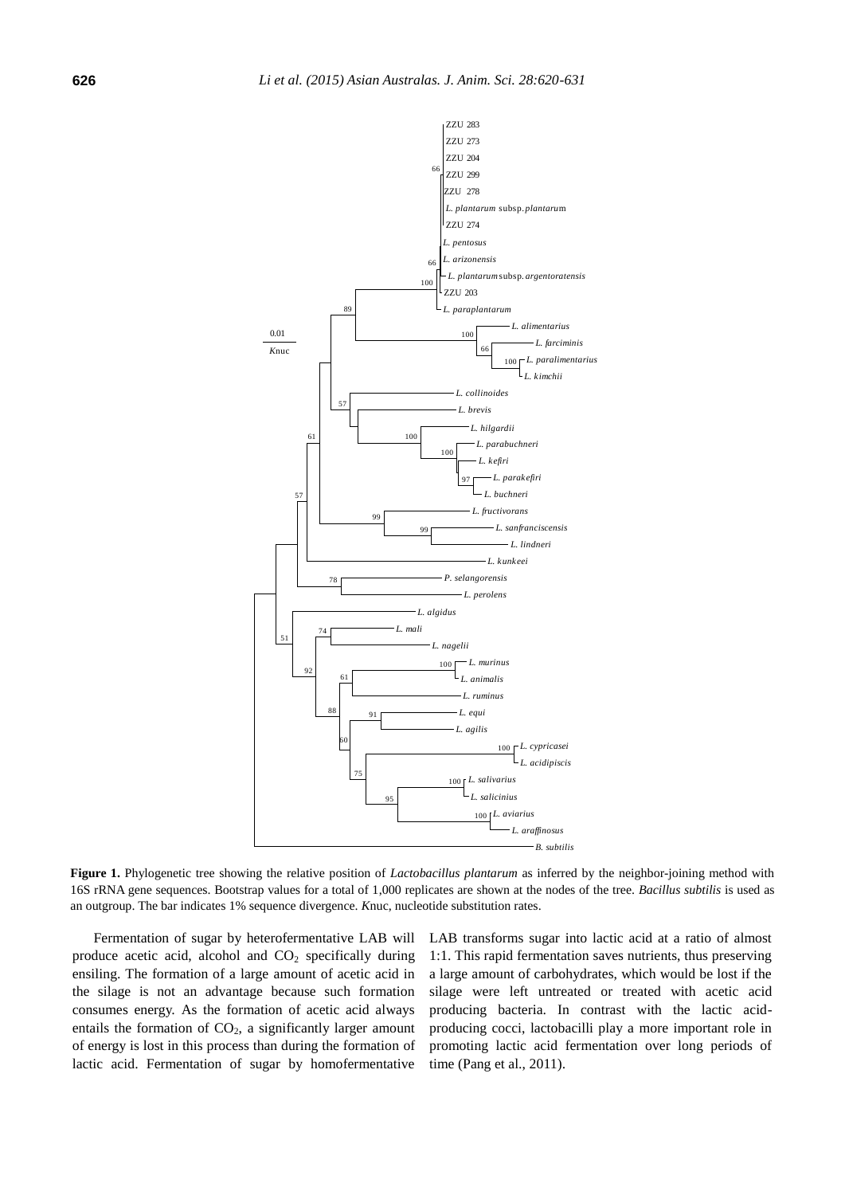**Figure 1.** Phylogenetic tree showing the relative position of *Lactobacillus plantarum* as inferred by the neighbor-joining method with 16S rRNA gene sequences. Bootstrap values for a total of 1,000 replicates are shown at the nodes of the tree. *Bacillus subtilis* is used as an outgroup. The bar indicates 1% sequence divergence. *K*nuc, nucleotide substitution rates.

Fermentation of sugar by heterofermentative LAB will produce acetic acid, alcohol and $CO_2$ specifically during ensiling. The formation of a large amount of acetic acid in the silage is not an advantage because such formation consumes energy. As the formation of acetic acid always entails the formation of $CO_2$, a significantly larger amount of energy is lost in this process than during the formation of lactic acid. Fermentation of sugar by homofermentative LAB transforms sugar into lactic acid at a ratio of almost 1:1. This rapid fermentation saves nutrients, thus preserving a large amount of carbohydrates, which would be lost if the silage were left untreated or treated with acetic acid producing bacteria. In contrast with the lactic acid-producing cocci, lactobacilli play a more important role in promoting lactic acid fermentation over long periods of time (Pang et al., 2011).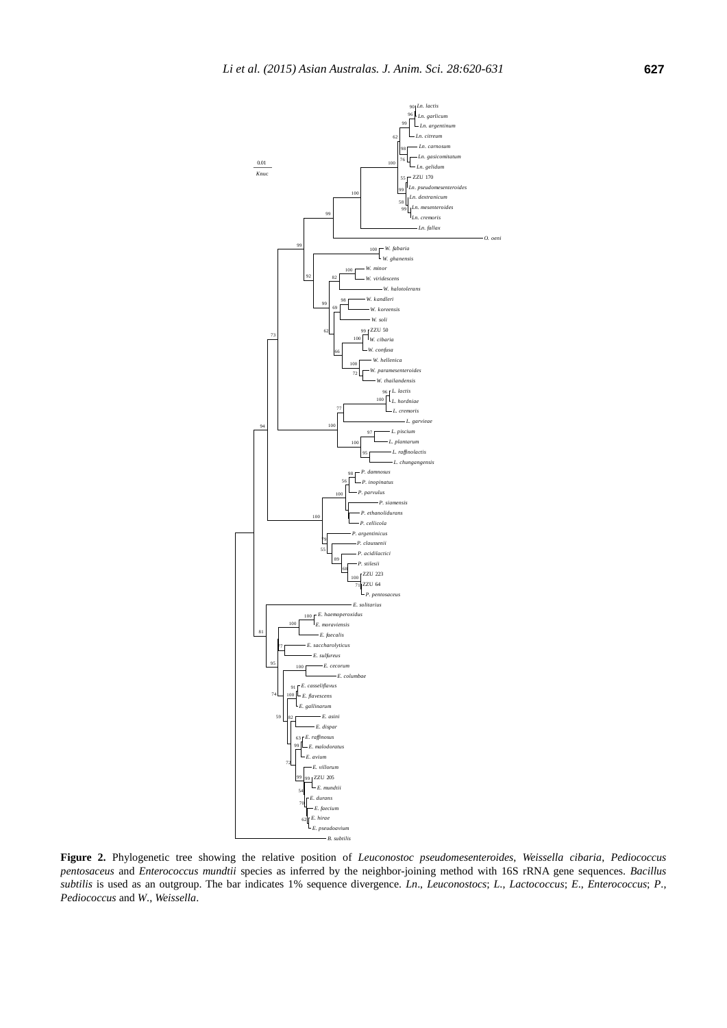**Figure 2.** Phylogenetic tree showing the relative position of *Leuconostoc pseudomesenteroides*, *Weissella cibaria*, *Pediococcus pentosaceus* and *Enterococcus mundtii* species as inferred by the neighbor-joining method with 16S rRNA gene sequences. *Bacillus subtilis* is used as an outgroup. The bar indicates 1% sequence divergence. *Ln*., *Leuconostocs*; *L*., *Lactococcus*; *E*., *Enterococcus*; *P*., *Pediococcus* and *W*., *Weissella*.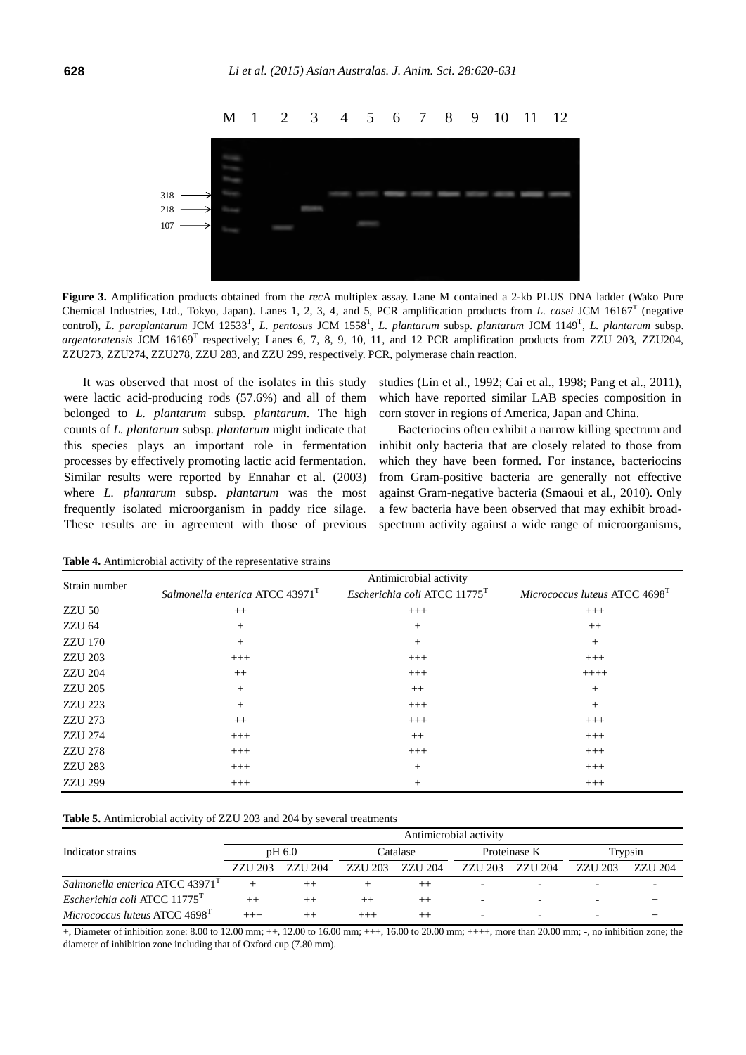**Figure 3.** Amplification products obtained from the *rec*A multiplex assay. Lane M contained a 2-kb PLUS DNA ladder (Wako Pure Chemical Industries, Ltd., Tokyo, Japan). Lanes 1, 2, 3, 4, and 5, PCR amplification products from *L. casei* JCM 16167[T] (negative control), *L. paraplantarum* JCM 12533[T], *L. pentosus* JCM 1558[T], *L. plantarum* subsp. *plantarum* JCM 1149[T], *L. plantarum* subsp. *argentoratensis* JCM 16169[T] respectively; Lanes 6, 7, 8, 9, 10, 11, and 12 PCR amplification products from ZZU 203, ZZU204, ZZU273, ZZU274, ZZU278, ZZU 283, and ZZU 299, respectively. PCR, polymerase chain reaction.

It was observed that most of the isolates in this study were lactic acid-producing rods (57.6%) and all of them belonged to *L. plantarum* subsp. *plantarum*. The high counts of *L. plantarum* subsp. *plantarum* might indicate that this species plays an important role in fermentation processes by effectively promoting lactic acid fermentation. Similar results were reported by Ennahar et al. (2003) where *L. plantarum* subsp. *plantarum* was the most frequently isolated microorganism in paddy rice silage. These results are in agreement with those of previous studies (Lin et al., 1992; Cai et al., 1998; Pang et al., 2011), which have reported similar LAB species composition in corn stover in regions of America, Japan and China.

Bacteriocins often exhibit a narrow killing spectrum and inhibit only bacteria that are closely related to those from which they have been formed. For instance, bacteriocins from Gram-positive bacteria are generally not effective against Gram-negative bacteria (Smaoui et al., 2010). Only a few bacteria have been observed that may exhibit broad-spectrum activity against a wide range of microorganisms,

**Table 4.** Antimicrobial activity of the representative strains

| Strain number | Antimicrobial activity | | |
|---|---|---|---|
| | *Salmonella enterica* ATCC 43971[T] | *Escherichia coli* ATCC 11775[T] | *Micrococcus luteus* ATCC 4698[T] |
| ZZU 50 | ++ | +++ | +++ |
| ZZU 64 | + | + | ++ |
| ZZU 170 | + | + | + |
| ZZU 203 | +++ | +++ | +++ |
| ZZU 204 | ++ | +++ | ++++ |
| ZZU 205 | + | ++ | + |
| ZZU 223 | + | +++ | + |
| ZZU 273 | ++ | +++ | +++ |
| ZZU 274 | +++ | ++ | +++ |
| ZZU 278 | +++ | +++ | +++ |
| ZZU 283 | +++ | + | +++ |
| ZZU 299 | +++ | + | +++ |

**Table 5.** Antimicrobial activity of ZZU 203 and 204 by several treatments

| Indicator strains | Antimicrobial activity | | | | | | | |
|---|---|---|---|---|---|---|---|---|
| | pH 6.0 | | Catalase | | Proteinase K | | Trypsin | |
| | ZZU 203 | ZZU 204 | ZZU 203 | ZZU 204 | ZZU 203 | ZZU 204 | ZZU 203 | ZZU 204 |
| *Salmonella enterica* ATCC 43971[T] | + | ++ | + | ++ | - | - | - | - |
| *Escherichia coli* ATCC 11775[T] | ++ | ++ | ++ | ++ | - | - | - | + |
| *Micrococcus luteus* ATCC 4698[T] | +++ | ++ | +++ | ++ | - | - | - | + |

+, Diameter of inhibition zone: 8.00 to 12.00 mm; ++, 12.00 to 16.00 mm; +++, 16.00 to 20.00 mm; ++++, more than 20.00 mm; -, no inhibition zone; the diameter of inhibition zone including that of Oxford cup (7.80 mm).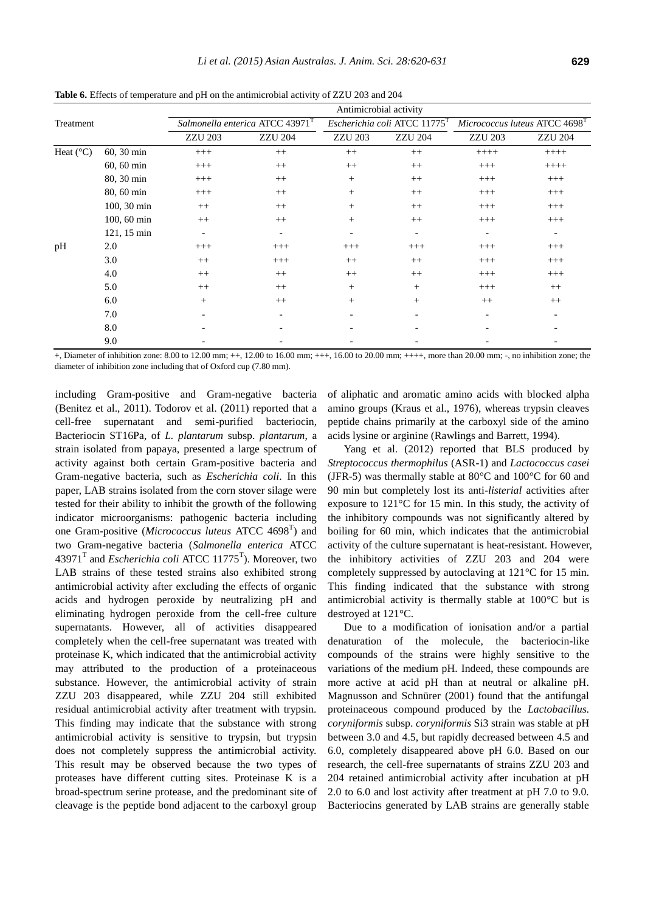**Table 6.** Effects of temperature and pH on the antimicrobial activity of ZZU 203 and 204

| Treatment | | Antimicrobial activity | | | | | |
|---|---|---|---|---|---|---|---|
| | | *Salmonella enterica* ATCC 43971[T] | | *Escherichia coli* ATCC 11775[T] | | *Micrococcus luteus* ATCC 4698[T] | |
| | | ZZU 203 | ZZU 204 | ZZU 203 | ZZU 204 | ZZU 203 | ZZU 204 |
| Heat (°C) | 60, 30 min | +++ | ++ | ++ | ++ | ++++ | ++++ |
| | 60, 60 min | +++ | ++ | ++ | ++ | +++ | ++++ |
| | 80, 30 min | +++ | ++ | + | ++ | +++ | +++ |
| | 80, 60 min | +++ | ++ | + | ++ | +++ | +++ |
| | 100, 30 min | ++ | ++ | + | ++ | +++ | +++ |
| | 100, 60 min | ++ | ++ | + | ++ | +++ | +++ |
| | 121, 15 min | - | - | - | - | - | - |
| pH | 2.0 | +++ | +++ | +++ | +++ | +++ | +++ |
| | 3.0 | ++ | +++ | ++ | ++ | +++ | +++ |
| | 4.0 | ++ | ++ | ++ | ++ | +++ | +++ |
| | 5.0 | ++ | ++ | + | + | +++ | ++ |
| | 6.0 | + | ++ | + | + | ++ | ++ |
| | 7.0 | - | - | - | - | - | - |
| | 8.0 | - | - | - | - | - | - |
| | 9.0 | - | - | - | - | - | - |

+, Diameter of inhibition zone: 8.00 to 12.00 mm; ++, 12.00 to 16.00 mm; +++, 16.00 to 20.00 mm; ++++, more than 20.00 mm; -, no inhibition zone; the diameter of inhibition zone including that of Oxford cup (7.80 mm).

including Gram-positive and Gram-negative bacteria (Benitez et al., 2011). Todorov et al. (2011) reported that a cell-free supernatant and semi-purified bacteriocin, Bacteriocin ST16Pa, of *L. plantarum* subsp. *plantarum*, a strain isolated from papaya, presented a large spectrum of activity against both certain Gram-positive bacteria and Gram-negative bacteria, such as *Escherichia coli*. In this paper, LAB strains isolated from the corn stover silage were tested for their ability to inhibit the growth of the following indicator microorganisms: pathogenic bacteria including one Gram-positive (*Micrococcus luteus* ATCC 4698[T]) and two Gram-negative bacteria (*Salmonella enterica* ATCC 43971[T] and *Escherichia coli* ATCC 11775[T]). Moreover, two LAB strains of these tested strains also exhibited strong antimicrobial activity after excluding the effects of organic acids and hydrogen peroxide by neutralizing pH and eliminating hydrogen peroxide from the cell-free culture supernatants. However, all of activities disappeared completely when the cell-free supernatant was treated with proteinase K, which indicated that the antimicrobial activity may attributed to the production of a proteinaceous substance. However, the antimicrobial activity of strain ZZU 203 disappeared, while ZZU 204 still exhibited residual antimicrobial activity after treatment with trypsin. This finding may indicate that the substance with strong antimicrobial activity is sensitive to trypsin, but trypsin does not completely suppress the antimicrobial activity. This result may be observed because the two types of proteases have different cutting sites. Proteinase K is a broad-spectrum serine protease, and the predominant site of cleavage is the peptide bond adjacent to the carboxyl group of aliphatic and aromatic amino acids with blocked alpha amino groups (Kraus et al., 1976), whereas trypsin cleaves peptide chains primarily at the carboxyl side of the amino acids lysine or arginine (Rawlings and Barrett, 1994).

Yang et al. (2012) reported that BLS produced by *Streptococcus thermophilus* (ASR-1) and *Lactococcus casei* (JFR-5) was thermally stable at 80°C and 100°C for 60 and 90 min but completely lost its anti-*listerial* activities after exposure to 121°C for 15 min. In this study, the activity of the inhibitory compounds was not significantly altered by boiling for 60 min, which indicates that the antimicrobial activity of the culture supernatant is heat-resistant. However, the inhibitory activities of ZZU 203 and 204 were completely suppressed by autoclaving at 121°C for 15 min. This finding indicated that the substance with strong antimicrobial activity is thermally stable at 100°C but is destroyed at 121°C.

Due to a modification of ionisation and/or a partial denaturation of the molecule, the bacteriocin-like compounds of the strains were highly sensitive to the variations of the medium pH. Indeed, these compounds are more active at acid pH than at neutral or alkaline pH. Magnusson and Schnürer (2001) found that the antifungal proteinaceous compound produced by the *Lactobacillus. coryniformis* subsp. *coryniformis* Si3 strain was stable at pH between 3.0 and 4.5, but rapidly decreased between 4.5 and 6.0, completely disappeared above pH 6.0. Based on our research, the cell-free supernatants of strains ZZU 203 and 204 retained antimicrobial activity after incubation at pH 2.0 to 6.0 and lost activity after treatment at pH 7.0 to 9.0. Bacteriocins generated by LAB strains are generally stable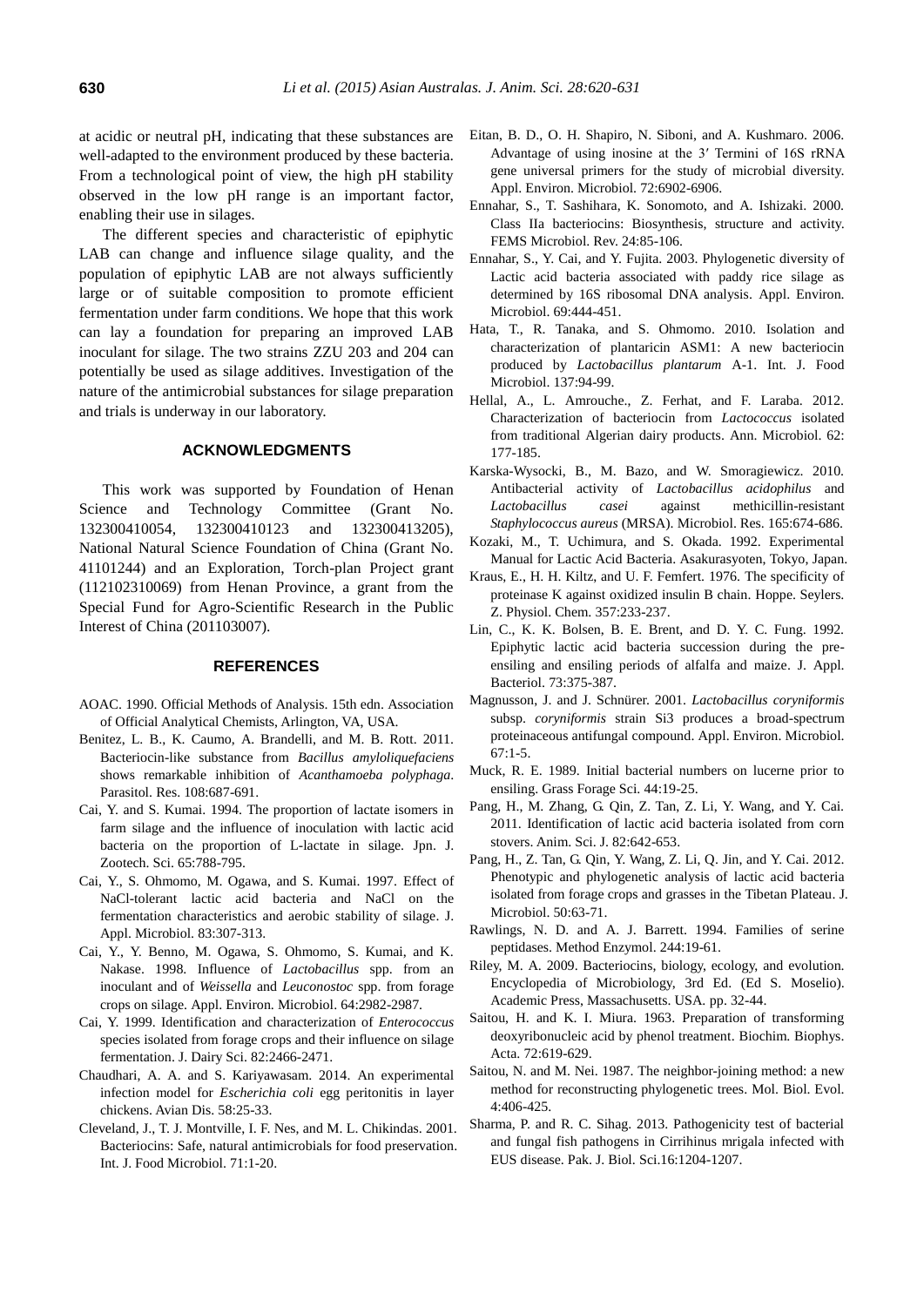at acidic or neutral pH, indicating that these substances are well-adapted to the environment produced by these bacteria. From a technological point of view, the high pH stability observed in the low pH range is an important factor, enabling their use in silages.

The different species and characteristic of epiphytic LAB can change and influence silage quality, and the population of epiphytic LAB are not always sufficiently large or of suitable composition to promote efficient fermentation under farm conditions. We hope that this work can lay a foundation for preparing an improved LAB inoculant for silage. The two strains ZZU 203 and 204 can potentially be used as silage additives. Investigation of the nature of the antimicrobial substances for silage preparation and trials is underway in our laboratory.

## ACKNOWLEDGMENTS

This work was supported by Foundation of Henan Science and Technology Committee (Grant No. 132300410054, 132300410123 and 132300413205), National Natural Science Foundation of China (Grant No. 41101244) and an Exploration, Torch-plan Project grant (112102310069) from Henan Province, a grant from the Special Fund for Agro-Scientific Research in the Public Interest of China (201103007).

## REFERENCES

AOAC. 1990. Official Methods of Analysis. 15th edn. Association of Official Analytical Chemists, Arlington, VA, USA.

Benitez, L. B., K. Caumo, A. Brandelli, and M. B. Rott. 2011. Bacteriocin-like substance from *Bacillus amyloliquefaciens* shows remarkable inhibition of *Acanthamoeba polyphaga*. Parasitol. Res. 108:687-691.

Cai, Y. and S. Kumai. 1994. The proportion of lactate isomers in farm silage and the influence of inoculation with lactic acid bacteria on the proportion of L-lactate in silage. Jpn. J. Zootech. Sci. 65:788-795.

Cai, Y., S. Ohmomo, M. Ogawa, and S. Kumai. 1997. Effect of NaCl-tolerant lactic acid bacteria and NaCl on the fermentation characteristics and aerobic stability of silage. J. Appl. Microbiol. 83:307-313.

Cai, Y., Y. Benno, M. Ogawa, S. Ohmomo, S. Kumai, and K. Nakase. 1998. Influence of *Lactobacillus* spp. from an inoculant and of *Weissella* and *Leuconostoc* spp. from forage crops on silage. Appl. Environ. Microbiol. 64:2982-2987.

Cai, Y. 1999. Identification and characterization of *Enterococcus* species isolated from forage crops and their influence on silage fermentation. J. Dairy Sci. 82:2466-2471.

Chaudhari, A. A. and S. Kariyawasam. 2014. An experimental infection model for *Escherichia coli* egg peritonitis in layer chickens. Avian Dis. 58:25-33.

Cleveland, J., T. J. Montville, I. F. Nes, and M. L. Chikindas. 2001. Bacteriocins: Safe, natural antimicrobials for food preservation. Int. J. Food Microbiol. 71:1-20.

Eitan, B. D., O. H. Shapiro, N. Siboni, and A. Kushmaro. 2006. Advantage of using inosine at the 3′ Termini of 16S rRNA gene universal primers for the study of microbial diversity. Appl. Environ. Microbiol. 72:6902-6906.

Ennahar, S., T. Sashihara, K. Sonomoto, and A. Ishizaki. 2000. Class IIa bacteriocins: Biosynthesis, structure and activity. FEMS Microbiol. Rev. 24:85-106.

Ennahar, S., Y. Cai, and Y. Fujita. 2003. Phylogenetic diversity of Lactic acid bacteria associated with paddy rice silage as determined by 16S ribosomal DNA analysis. Appl. Environ. Microbiol. 69:444-451.

Hata, T., R. Tanaka, and S. Ohmomo. 2010. Isolation and characterization of plantaricin ASM1: A new bacteriocin produced by *Lactobacillus plantarum* A-1. Int. J. Food Microbiol. 137:94-99.

Hellal, A., L. Amrouche., Z. Ferhat, and F. Laraba. 2012. Characterization of bacteriocin from *Lactococcus* isolated from traditional Algerian dairy products. Ann. Microbiol. 62: 177-185.

Karska-Wysocki, B., M. Bazo, and W. Smoragiewicz. 2010. Antibacterial activity of *Lactobacillus acidophilus* and *Lactobacillus casei* against methicillin-resistant *Staphylococcus aureus* (MRSA). Microbiol. Res. 165:674-686.

Kozaki, M., T. Uchimura, and S. Okada. 1992. Experimental Manual for Lactic Acid Bacteria. Asakurasyoten, Tokyo, Japan.

Kraus, E., H. H. Kiltz, and U. F. Femfert. 1976. The specificity of proteinase K against oxidized insulin B chain. Hoppe. Seylers. Z. Physiol. Chem. 357:233-237.

Lin, C., K. K. Bolsen, B. E. Brent, and D. Y. C. Fung. 1992. Epiphytic lactic acid bacteria succession during the pre-ensiling and ensiling periods of alfalfa and maize. J. Appl. Bacteriol. 73:375-387.

Magnusson, J. and J. Schnürer. 2001. *Lactobacillus coryniformis* subsp. *coryniformis* strain Si3 produces a broad-spectrum proteinaceous antifungal compound. Appl. Environ. Microbiol. 67:1-5.

Muck, R. E. 1989. Initial bacterial numbers on lucerne prior to ensiling. Grass Forage Sci. 44:19-25.

Pang, H., M. Zhang, G. Qin, Z. Tan, Z. Li, Y. Wang, and Y. Cai. 2011. Identification of lactic acid bacteria isolated from corn stovers. Anim. Sci. J. 82:642-653.

Pang, H., Z. Tan, G. Qin, Y. Wang, Z. Li, Q. Jin, and Y. Cai. 2012. Phenotypic and phylogenetic analysis of lactic acid bacteria isolated from forage crops and grasses in the Tibetan Plateau. J. Microbiol. 50:63-71.

Rawlings, N. D. and A. J. Barrett. 1994. Families of serine peptidases. Method Enzymol. 244:19-61.

Riley, M. A. 2009. Bacteriocins, biology, ecology, and evolution. Encyclopedia of Microbiology, 3rd Ed. (Ed S. Moselio). Academic Press, Massachusetts. USA. pp. 32-44.

Saitou, H. and K. I. Miura. 1963. Preparation of transforming deoxyribonucleic acid by phenol treatment. Biochim. Biophys. Acta. 72:619-629.

Saitou, N. and M. Nei. 1987. The neighbor-joining method: a new method for reconstructing phylogenetic trees. Mol. Biol. Evol. 4:406-425.

Sharma, P. and R. C. Sihag. 2013. Pathogenicity test of bacterial and fungal fish pathogens in Cirrihinus mrigala infected with EUS disease. Pak. J. Biol. Sci.16:1204-1207.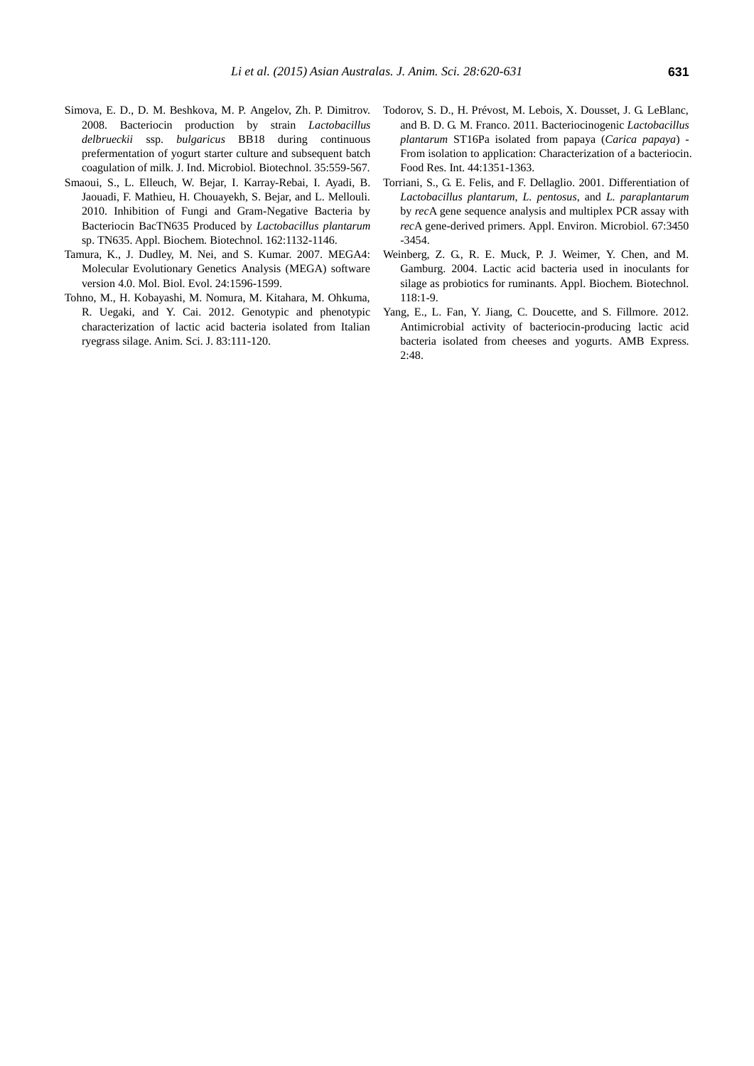Simova, E. D., D. M. Beshkova, M. P. Angelov, Zh. P. Dimitrov. 2008. Bacteriocin production by strain *Lactobacillus delbrueckii* ssp. *bulgaricus* BB18 during continuous prefermentation of yogurt starter culture and subsequent batch coagulation of milk. J. Ind. Microbiol. Biotechnol. 35:559-567.

Smaoui, S., L. Elleuch, W. Bejar, I. Karray-Rebai, I. Ayadi, B. Jaouadi, F. Mathieu, H. Chouayekh, S. Bejar, and L. Mellouli. 2010. Inhibition of Fungi and Gram-Negative Bacteria by Bacteriocin BacTN635 Produced by *Lactobacillus plantarum* sp. TN635. Appl. Biochem. Biotechnol. 162:1132-1146.

Tamura, K., J. Dudley, M. Nei, and S. Kumar. 2007. MEGA4: Molecular Evolutionary Genetics Analysis (MEGA) software version 4.0. Mol. Biol. Evol. 24:1596-1599.

Tohno, M., H. Kobayashi, M. Nomura, M. Kitahara, M. Ohkuma, R. Uegaki, and Y. Cai. 2012. Genotypic and phenotypic characterization of lactic acid bacteria isolated from Italian ryegrass silage. Anim. Sci. J. 83:111-120.

Todorov, S. D., H. Prévost, M. Lebois, X. Dousset, J. G. LeBlanc, and B. D. G. M. Franco. 2011. Bacteriocinogenic *Lactobacillus plantarum* ST16Pa isolated from papaya (*Carica papaya*) - From isolation to application: Characterization of a bacteriocin. Food Res. Int. 44:1351-1363.

Torriani, S., G. E. Felis, and F. Dellaglio. 2001. Differentiation of *Lactobacillus plantarum, L. pentosus*, and *L. paraplantarum* by *rec*A gene sequence analysis and multiplex PCR assay with *rec*A gene-derived primers. Appl. Environ. Microbiol. 67:3450-3454.

Weinberg, Z. G., R. E. Muck, P. J. Weimer, Y. Chen, and M. Gamburg. 2004. Lactic acid bacteria used in inoculants for silage as probiotics for ruminants. Appl. Biochem. Biotechnol. 118:1-9.

Yang, E., L. Fan, Y. Jiang, C. Doucette, and S. Fillmore. 2012. Antimicrobial activity of bacteriocin-producing lactic acid bacteria isolated from cheeses and yogurts. AMB Express. 2:48.